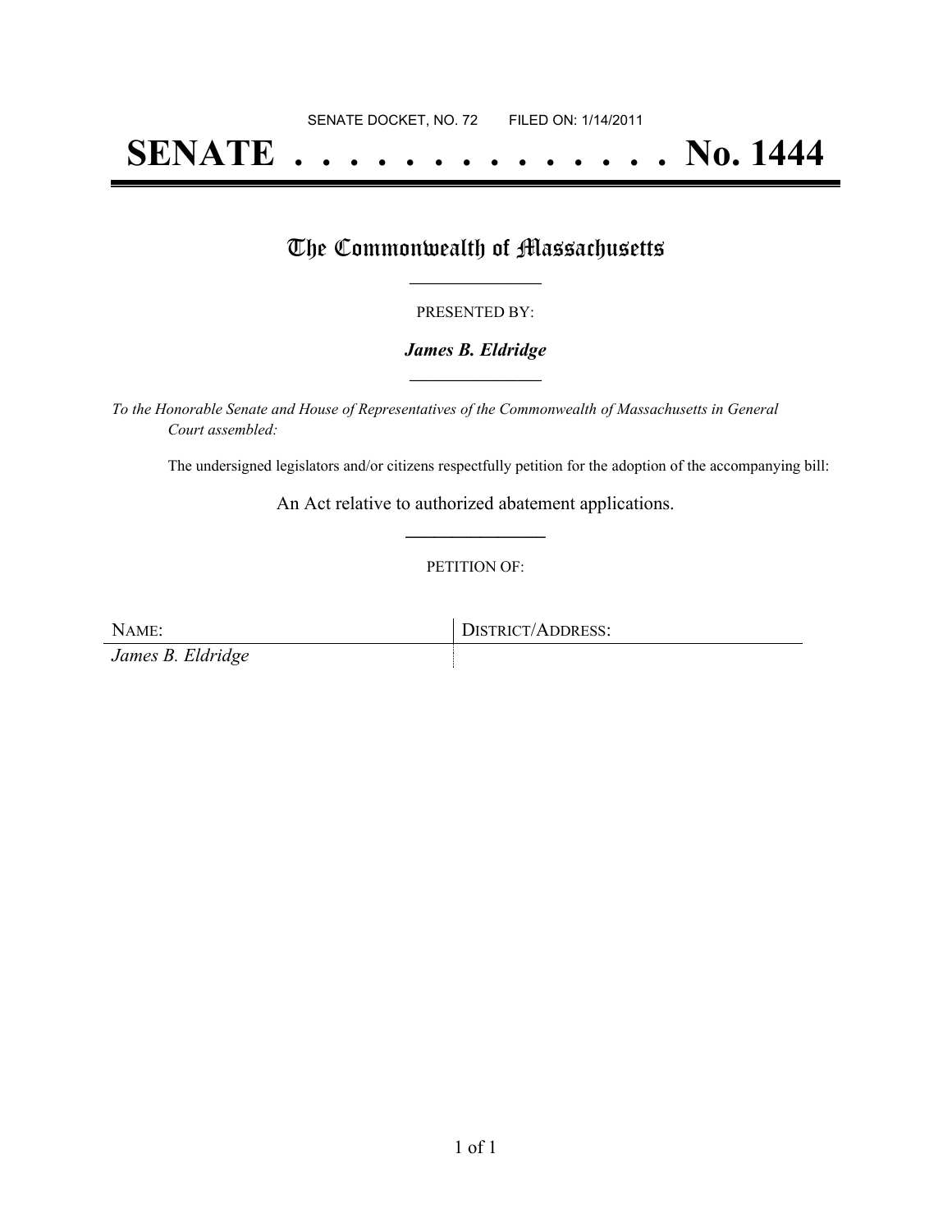SENATE DOCKET, NO. 72        FILED ON: 1/14/2011

# SENATE . . . . . . . . . . . . . . No. 1444

## The Commonwealth of Massachusetts

PRESENTED BY:

***James B. Eldridge***

*To the Honorable Senate and House of Representatives of the Commonwealth of Massachusetts in General Court assembled:*

The undersigned legislators and/or citizens respectfully petition for the adoption of the accompanying bill:

An Act relative to authorized abatement applications.

PETITION OF:

| NAME: | DISTRICT/ADDRESS: |
| --- | --- |
| *James B. Eldridge* | |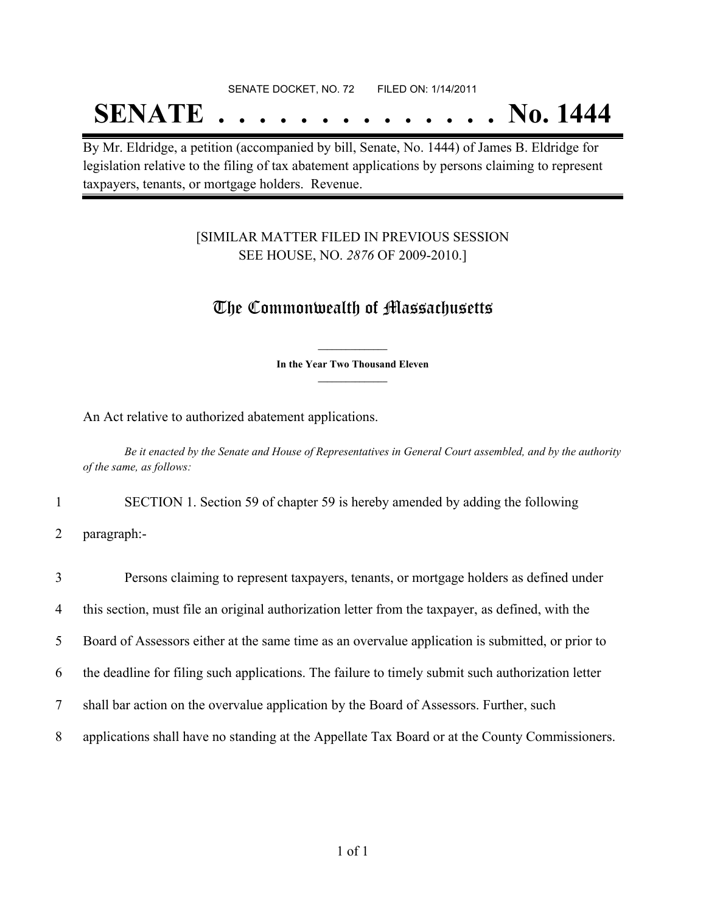SENATE DOCKET, NO. 72 FILED ON: 1/14/2011

# SENATE . . . . . . . . . . . . . . No. 1444

By Mr. Eldridge, a petition (accompanied by bill, Senate, No. 1444) of James B. Eldridge for legislation relative to the filing of tax abatement applications by persons claiming to represent taxpayers, tenants, or mortgage holders. Revenue.

[SIMILAR MATTER FILED IN PREVIOUS SESSION SEE HOUSE, NO. *2876* OF 2009-2010.]

## The Commonwealth of Massachusetts

**In the Year Two Thousand Eleven**

An Act relative to authorized abatement applications.

*Be it enacted by the Senate and House of Representatives in General Court assembled, and by the authority of the same, as follows:*

1 SECTION 1. Section 59 of chapter 59 is hereby amended by adding the following
2 paragraph:-

3 Persons claiming to represent taxpayers, tenants, or mortgage holders as defined under
4 this section, must file an original authorization letter from the taxpayer, as defined, with the
5 Board of Assessors either at the same time as an overvalue application is submitted, or prior to
6 the deadline for filing such applications. The failure to timely submit such authorization letter
7 shall bar action on the overvalue application by the Board of Assessors. Further, such
8 applications shall have no standing at the Appellate Tax Board or at the County Commissioners.